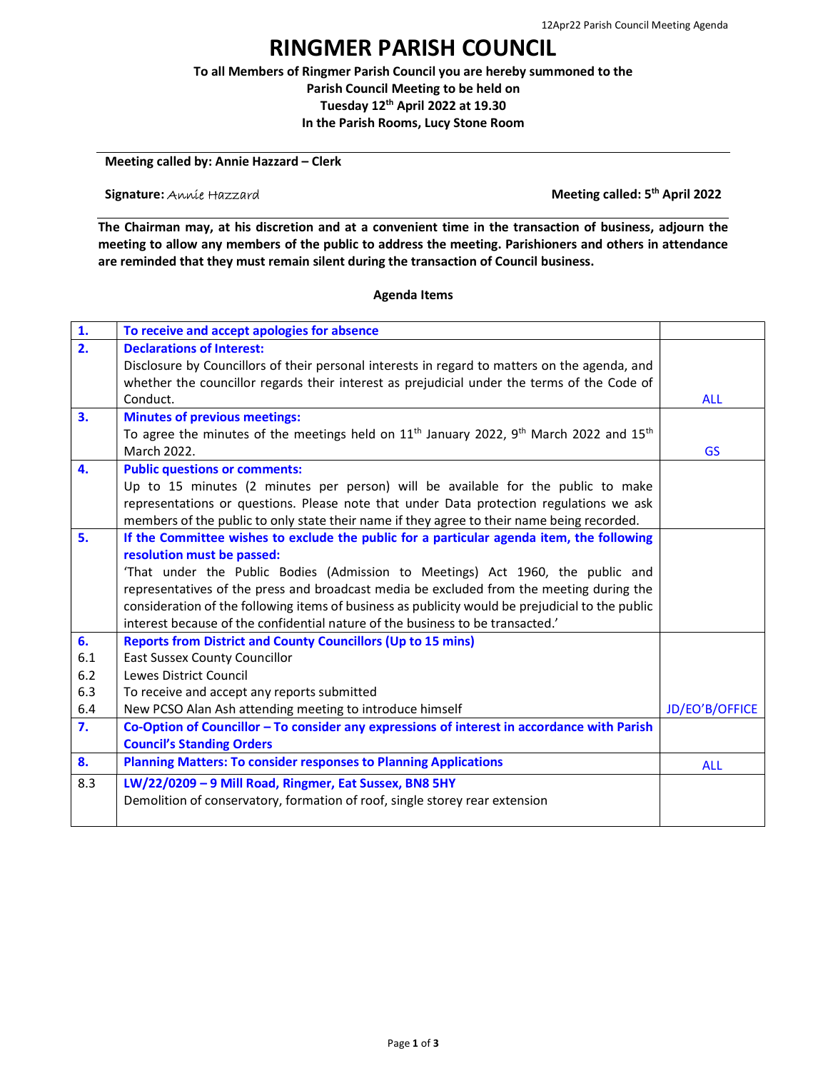# RINGMER PARISH COUNCIL

**To all Members of Ringmer Parish Council you are hereby summoned to the Parish Council Meeting to be held on Tuesday 12th April 2022 at 19.30 In the Parish Rooms, Lucy Stone Room**

**Meeting called by: Annie Hazzard – Clerk**

**Signature:** Annie Hazzard **Meeting called: 5th April 2022**

**The Chairman may, at his discretion and at a convenient time in the transaction of business, adjourn the meeting to allow any members of the public to address the meeting. Parishioners and others in attendance are reminded that they must remain silent during the transaction of Council business.**

**Agenda Items**

| | | |
|---|---|---|
| **1.** | **To receive and accept apologies for absence** | |
| **2.** | **Declarations of Interest:** Disclosure by Councillors of their personal interests in regard to matters on the agenda, and whether the councillor regards their interest as prejudicial under the terms of the Code of Conduct. | ALL |
| **3.** | **Minutes of previous meetings:** To agree the minutes of the meetings held on 11th January 2022, 9th March 2022 and 15th March 2022. | GS |
| **4.** | **Public questions or comments:** Up to 15 minutes (2 minutes per person) will be available for the public to make representations or questions. Please note that under Data protection regulations we ask members of the public to only state their name if they agree to their name being recorded. | |
| **5.** | **If the Committee wishes to exclude the public for a particular agenda item, the following resolution must be passed:** 'That under the Public Bodies (Admission to Meetings) Act 1960, the public and representatives of the press and broadcast media be excluded from the meeting during the consideration of the following items of business as publicity would be prejudicial to the public interest because of the confidential nature of the business to be transacted.' | |
| **6.** | **Reports from District and County Councillors (Up to 15 mins)** | |
| 6.1 | East Sussex County Councillor | |
| 6.2 | Lewes District Council | |
| 6.3 | To receive and accept any reports submitted | |
| 6.4 | New PCSO Alan Ash attending meeting to introduce himself | JD/EO'B/OFFICE |
| **7.** | **Co-Option of Councillor – To consider any expressions of interest in accordance with Parish Council's Standing Orders** | |
| **8.** | **Planning Matters: To consider responses to Planning Applications** | ALL |
| 8.3 | **LW/22/0209 – 9 Mill Road, Ringmer, Eat Sussex, BN8 5HY** Demolition of conservatory, formation of roof, single storey rear extension | |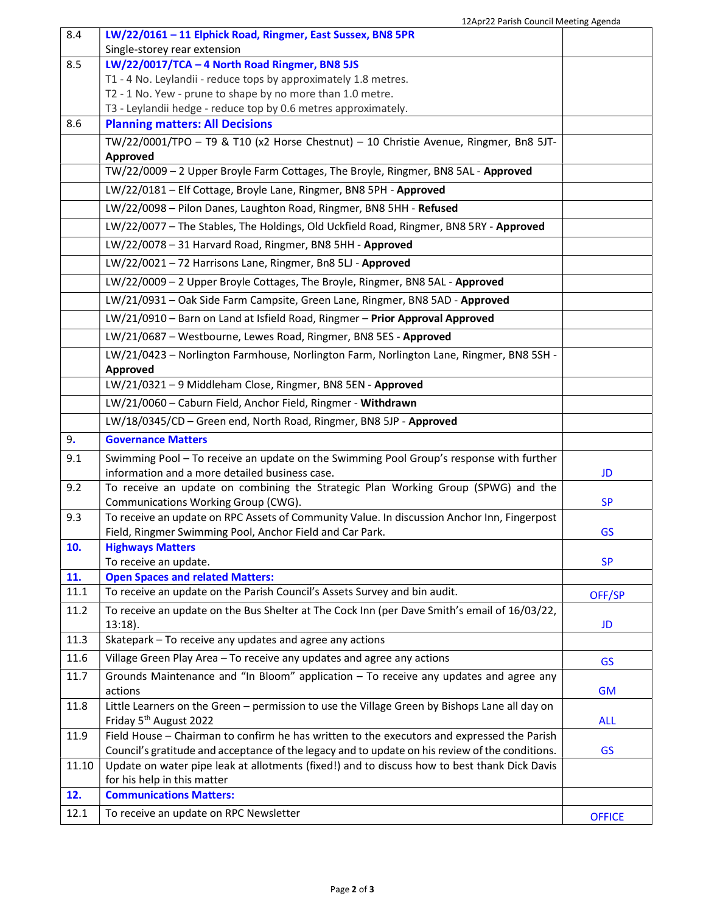| | | |
|---|---|---|
| 8.4 | **LW/22/0161 – 11 Elphick Road, Ringmer, East Sussex, BN8 5PR**<br>Single-storey rear extension | |
| 8.5 | **LW/22/0017/TCA – 4 North Road Ringmer, BN8 5JS**<br>T1 - 4 No. Leylandii - reduce tops by approximately 1.8 metres.<br>T2 - 1 No. Yew - prune to shape by no more than 1.0 metre.<br>T3 - Leylandii hedge - reduce top by 0.6 metres approximately. | |
| 8.6 | **Planning matters: All Decisions** | |
| | TW/22/0001/TPO – T9 & T10 (x2 Horse Chestnut) – 10 Christie Avenue, Ringmer, Bn8 5JT- **Approved** | |
| | TW/22/0009 – 2 Upper Broyle Farm Cottages, The Broyle, Ringmer, BN8 5AL - **Approved** | |
| | LW/22/0181 – Elf Cottage, Broyle Lane, Ringmer, BN8 5PH - **Approved** | |
| | LW/22/0098 – Pilon Danes, Laughton Road, Ringmer, BN8 5HH - **Refused** | |
| | LW/22/0077 – The Stables, The Holdings, Old Uckfield Road, Ringmer, BN8 5RY - **Approved** | |
| | LW/22/0078 – 31 Harvard Road, Ringmer, BN8 5HH - **Approved** | |
| | LW/22/0021 – 72 Harrisons Lane, Ringmer, Bn8 5LJ - **Approved** | |
| | LW/22/0009 – 2 Upper Broyle Cottages, The Broyle, Ringmer, BN8 5AL - **Approved** | |
| | LW/21/0931 – Oak Side Farm Campsite, Green Lane, Ringmer, BN8 5AD - **Approved** | |
| | LW/21/0910 – Barn on Land at Isfield Road, Ringmer – **Prior Approval Approved** | |
| | LW/21/0687 – Westbourne, Lewes Road, Ringmer, BN8 5ES - **Approved** | |
| | LW/21/0423 – Norlington Farmhouse, Norlington Farm, Norlington Lane, Ringmer, BN8 5SH - **Approved** | |
| | LW/21/0321 – 9 Middleham Close, Ringmer, BN8 5EN - **Approved** | |
| | LW/21/0060 – Caburn Field, Anchor Field, Ringmer - **Withdrawn** | |
| | LW/18/0345/CD – Green end, North Road, Ringmer, BN8 5JP - **Approved** | |
| 9. | **Governance Matters** | |
| 9.1 | Swimming Pool – To receive an update on the Swimming Pool Group's response with further information and a more detailed business case. | JD |
| 9.2 | To receive an update on combining the Strategic Plan Working Group (SPWG) and the Communications Working Group (CWG). | SP |
| 9.3 | To receive an update on RPC Assets of Community Value. In discussion Anchor Inn, Fingerpost Field, Ringmer Swimming Pool, Anchor Field and Car Park. | GS |
| **10.** | **Highways Matters**<br>To receive an update. | SP |
| **11.** | **Open Spaces and related Matters:** | |
| 11.1 | To receive an update on the Parish Council's Assets Survey and bin audit. | OFF/SP |
| 11.2 | To receive an update on the Bus Shelter at The Cock Inn (per Dave Smith's email of 16/03/22, 13:18). | JD |
| 11.3 | Skatepark – To receive any updates and agree any actions | |
| 11.6 | Village Green Play Area – To receive any updates and agree any actions | GS |
| 11.7 | Grounds Maintenance and "In Bloom" application – To receive any updates and agree any actions | GM |
| 11.8 | Little Learners on the Green – permission to use the Village Green by Bishops Lane all day on Friday 5th August 2022 | ALL |
| 11.9 | Field House – Chairman to confirm he has written to the executors and expressed the Parish Council's gratitude and acceptance of the legacy and to update on his review of the conditions. | GS |
| 11.10 | Update on water pipe leak at allotments (fixed!) and to discuss how to best thank Dick Davis for his help in this matter | |
| **12.** | **Communications Matters:** | |
| 12.1 | To receive an update on RPC Newsletter | OFFICE |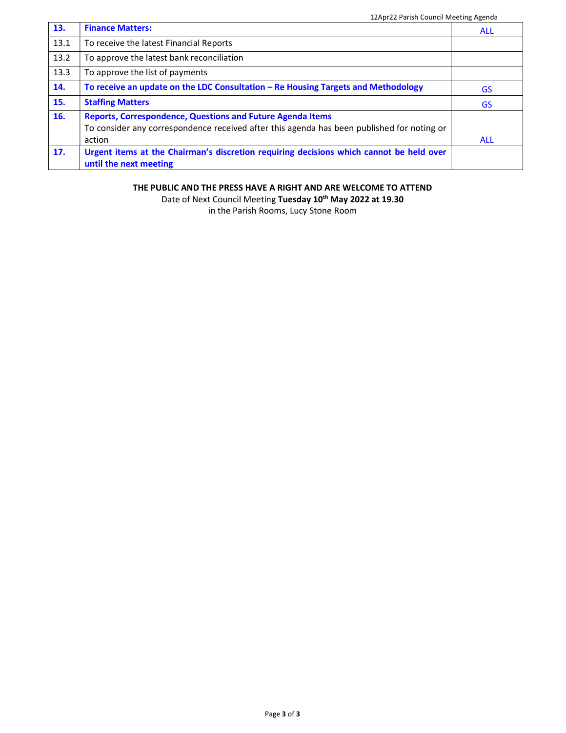| | | |
|---|---|---|
| **13.** | **Finance Matters:** | ALL |
| 13.1 | To receive the latest Financial Reports | |
| 13.2 | To approve the latest bank reconciliation | |
| 13.3 | To approve the list of payments | |
| **14.** | **To receive an update on the LDC Consultation – Re Housing Targets and Methodology** | GS |
| **15.** | **Staffing Matters** | GS |
| **16.** | **Reports, Correspondence, Questions and Future Agenda Items** To consider any correspondence received after this agenda has been published for noting or action | ALL |
| **17.** | **Urgent items at the Chairman's discretion requiring decisions which cannot be held over until the next meeting** | |

**THE PUBLIC AND THE PRESS HAVE A RIGHT AND ARE WELCOME TO ATTEND**

Date of Next Council Meeting **Tuesday 10th May 2022 at 19.30**

in the Parish Rooms, Lucy Stone Room